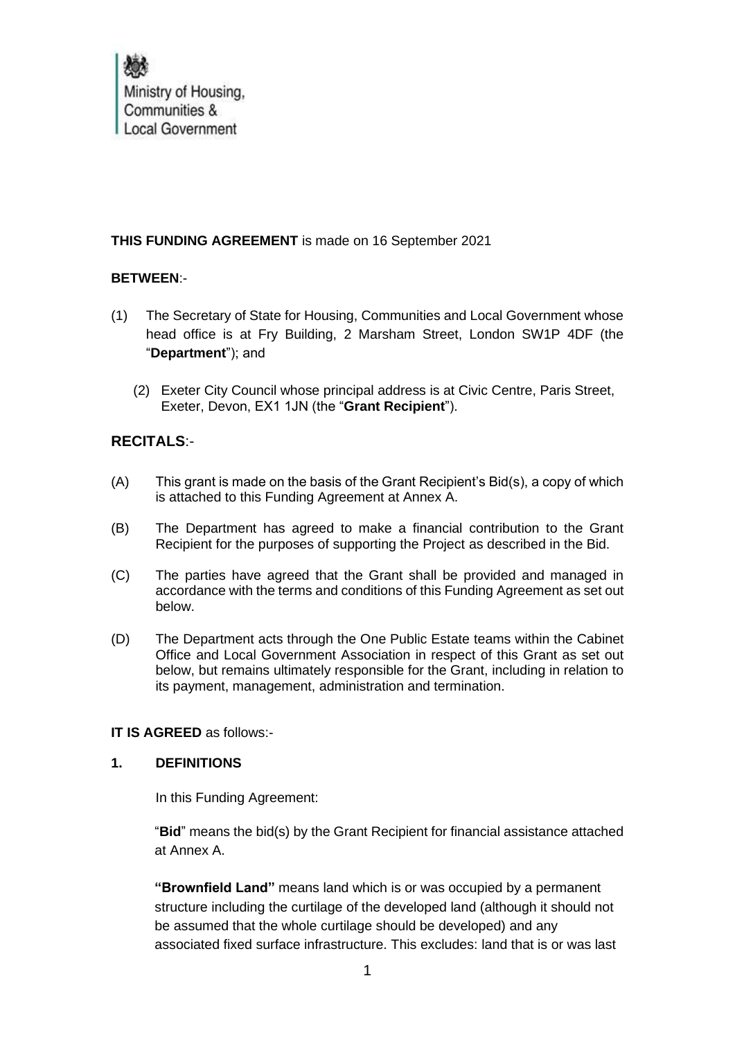Ministry of Housing, Communities & Local Government

**THIS FUNDING AGREEMENT** is made on 16 September 2021

**BETWEEN**:-

(1) The Secretary of State for Housing, Communities and Local Government whose head office is at Fry Building, 2 Marsham Street, London SW1P 4DF (the "**Department**"); and

(2) Exeter City Council whose principal address is at Civic Centre, Paris Street, Exeter, Devon, EX1 1JN (the "**Grant Recipient**").

## RECITALS:-

(A) This grant is made on the basis of the Grant Recipient's Bid(s), a copy of which is attached to this Funding Agreement at Annex A.

(B) The Department has agreed to make a financial contribution to the Grant Recipient for the purposes of supporting the Project as described in the Bid.

(C) The parties have agreed that the Grant shall be provided and managed in accordance with the terms and conditions of this Funding Agreement as set out below.

(D) The Department acts through the One Public Estate teams within the Cabinet Office and Local Government Association in respect of this Grant as set out below, but remains ultimately responsible for the Grant, including in relation to its payment, management, administration and termination.

**IT IS AGREED** as follows:-

### 1. DEFINITIONS

In this Funding Agreement:

"**Bid**" means the bid(s) by the Grant Recipient for financial assistance attached at Annex A.

**"Brownfield Land"** means land which is or was occupied by a permanent structure including the curtilage of the developed land (although it should not be assumed that the whole curtilage should be developed) and any associated fixed surface infrastructure. This excludes: land that is or was last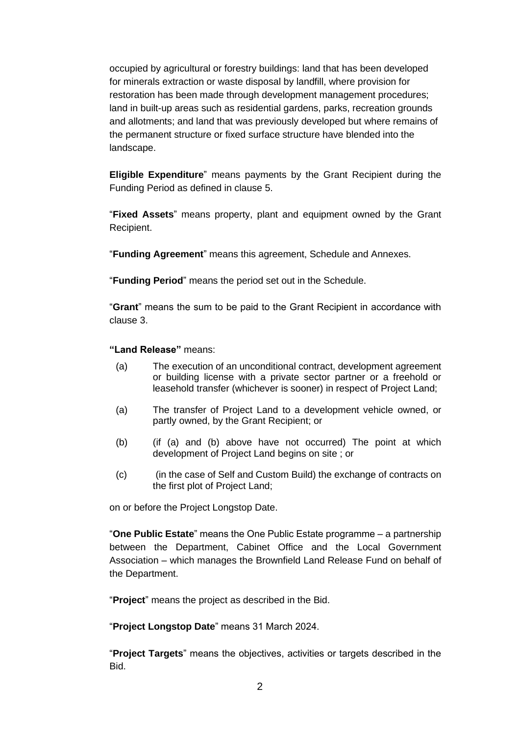occupied by agricultural or forestry buildings: land that has been developed for minerals extraction or waste disposal by landfill, where provision for restoration has been made through development management procedures; land in built-up areas such as residential gardens, parks, recreation grounds and allotments; and land that was previously developed but where remains of the permanent structure or fixed surface structure have blended into the landscape.

**Eligible Expenditure**" means payments by the Grant Recipient during the Funding Period as defined in clause 5.

"**Fixed Assets**" means property, plant and equipment owned by the Grant Recipient.

"**Funding Agreement**" means this agreement, Schedule and Annexes.

"**Funding Period**" means the period set out in the Schedule.

"**Grant**" means the sum to be paid to the Grant Recipient in accordance with clause 3.

**"Land Release"** means:

(a) The execution of an unconditional contract, development agreement or building license with a private sector partner or a freehold or leasehold transfer (whichever is sooner) in respect of Project Land;

(a) The transfer of Project Land to a development vehicle owned, or partly owned, by the Grant Recipient; or

(b) (if (a) and (b) above have not occurred) The point at which development of Project Land begins on site ; or

(c) (in the case of Self and Custom Build) the exchange of contracts on the first plot of Project Land;

on or before the Project Longstop Date.

"**One Public Estate**" means the One Public Estate programme – a partnership between the Department, Cabinet Office and the Local Government Association – which manages the Brownfield Land Release Fund on behalf of the Department.

"**Project**" means the project as described in the Bid.

"**Project Longstop Date**" means 31 March 2024.

"**Project Targets**" means the objectives, activities or targets described in the Bid.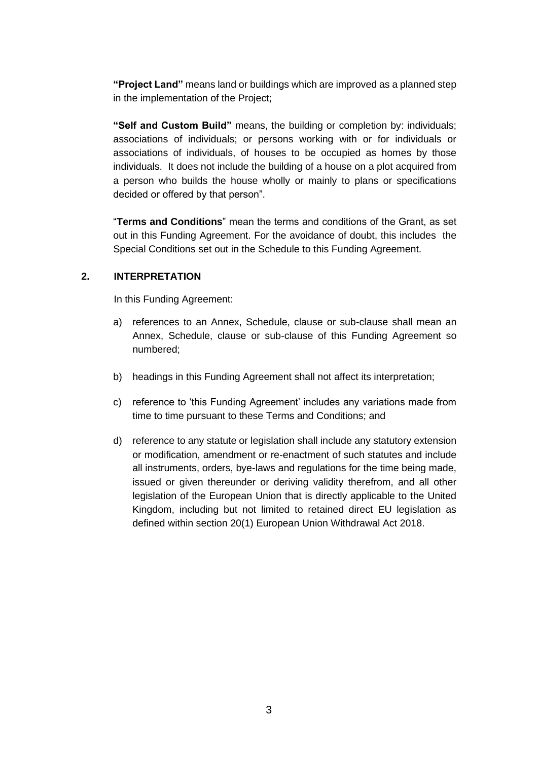**"Project Land"** means land or buildings which are improved as a planned step in the implementation of the Project;

**"Self and Custom Build"** means, the building or completion by: individuals; associations of individuals; or persons working with or for individuals or associations of individuals, of houses to be occupied as homes by those individuals. It does not include the building of a house on a plot acquired from a person who builds the house wholly or mainly to plans or specifications decided or offered by that person".

"**Terms and Conditions**" mean the terms and conditions of the Grant, as set out in this Funding Agreement. For the avoidance of doubt, this includes the Special Conditions set out in the Schedule to this Funding Agreement.

## 2. INTERPRETATION

In this Funding Agreement:

a) references to an Annex, Schedule, clause or sub-clause shall mean an Annex, Schedule, clause or sub-clause of this Funding Agreement so numbered;

b) headings in this Funding Agreement shall not affect its interpretation;

c) reference to 'this Funding Agreement' includes any variations made from time to time pursuant to these Terms and Conditions; and

d) reference to any statute or legislation shall include any statutory extension or modification, amendment or re-enactment of such statutes and include all instruments, orders, bye-laws and regulations for the time being made, issued or given thereunder or deriving validity therefrom, and all other legislation of the European Union that is directly applicable to the United Kingdom, including but not limited to retained direct EU legislation as defined within section 20(1) European Union Withdrawal Act 2018.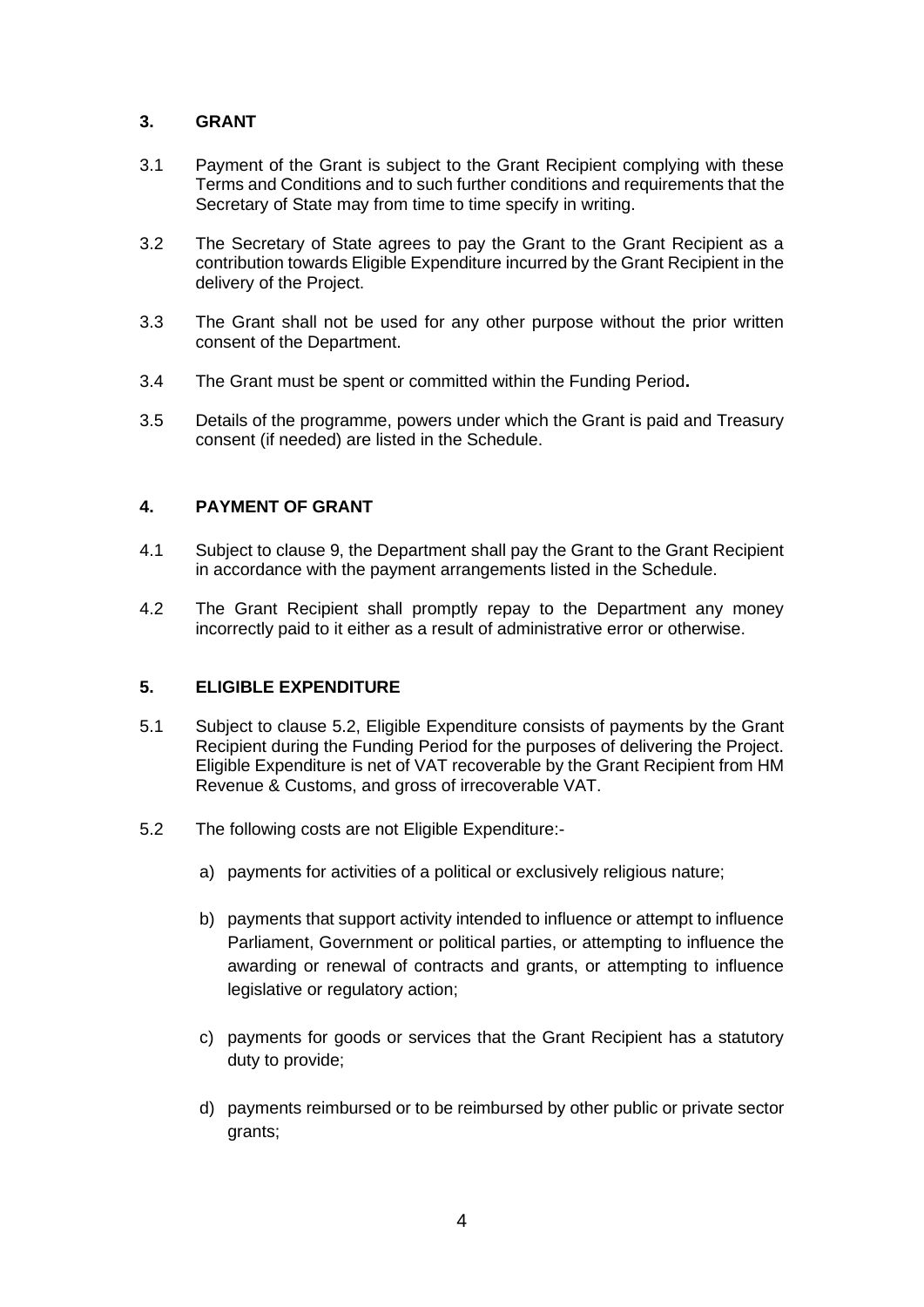## 3. GRANT

3.1 Payment of the Grant is subject to the Grant Recipient complying with these Terms and Conditions and to such further conditions and requirements that the Secretary of State may from time to time specify in writing.

3.2 The Secretary of State agrees to pay the Grant to the Grant Recipient as a contribution towards Eligible Expenditure incurred by the Grant Recipient in the delivery of the Project.

3.3 The Grant shall not be used for any other purpose without the prior written consent of the Department.

3.4 The Grant must be spent or committed within the Funding Period**.**

3.5 Details of the programme, powers under which the Grant is paid and Treasury consent (if needed) are listed in the Schedule.

## 4. PAYMENT OF GRANT

4.1 Subject to clause 9, the Department shall pay the Grant to the Grant Recipient in accordance with the payment arrangements listed in the Schedule.

4.2 The Grant Recipient shall promptly repay to the Department any money incorrectly paid to it either as a result of administrative error or otherwise.

## 5. ELIGIBLE EXPENDITURE

5.1 Subject to clause 5.2, Eligible Expenditure consists of payments by the Grant Recipient during the Funding Period for the purposes of delivering the Project. Eligible Expenditure is net of VAT recoverable by the Grant Recipient from HM Revenue & Customs, and gross of irrecoverable VAT.

5.2 The following costs are not Eligible Expenditure:-

a) payments for activities of a political or exclusively religious nature;

b) payments that support activity intended to influence or attempt to influence Parliament, Government or political parties, or attempting to influence the awarding or renewal of contracts and grants, or attempting to influence legislative or regulatory action;

c) payments for goods or services that the Grant Recipient has a statutory duty to provide;

d) payments reimbursed or to be reimbursed by other public or private sector grants;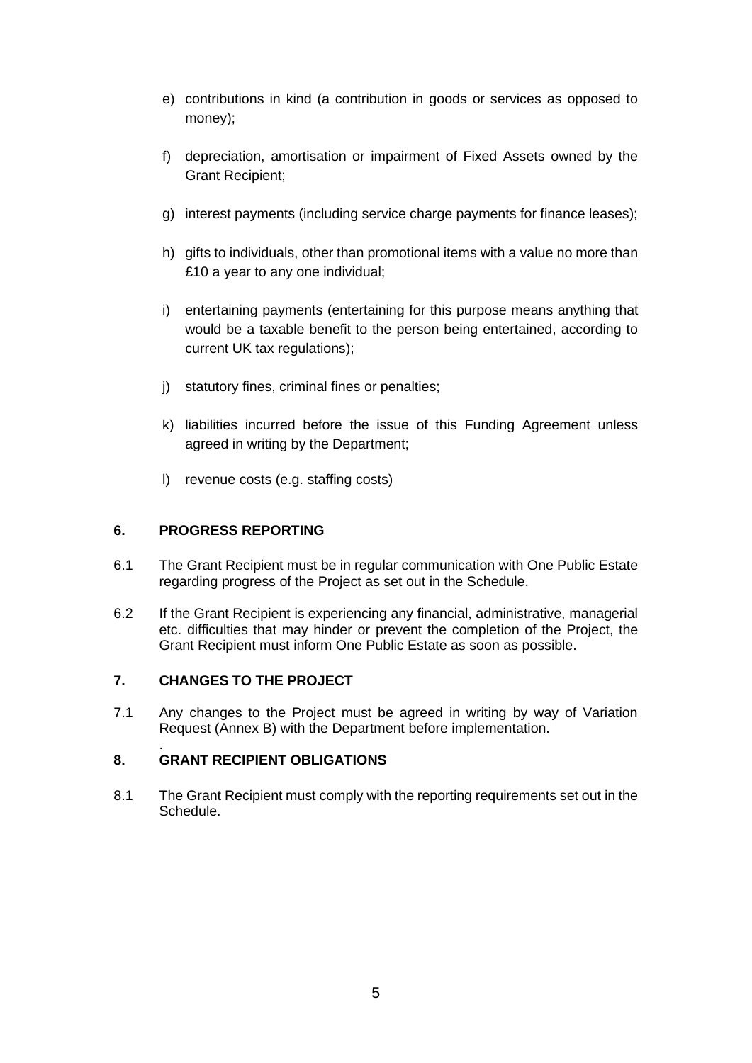e) contributions in kind (a contribution in goods or services as opposed to money);

f) depreciation, amortisation or impairment of Fixed Assets owned by the Grant Recipient;

g) interest payments (including service charge payments for finance leases);

h) gifts to individuals, other than promotional items with a value no more than £10 a year to any one individual;

i) entertaining payments (entertaining for this purpose means anything that would be a taxable benefit to the person being entertained, according to current UK tax regulations);

j) statutory fines, criminal fines or penalties;

k) liabilities incurred before the issue of this Funding Agreement unless agreed in writing by the Department;

l) revenue costs (e.g. staffing costs)

## 6. PROGRESS REPORTING

6.1 The Grant Recipient must be in regular communication with One Public Estate regarding progress of the Project as set out in the Schedule.

6.2 If the Grant Recipient is experiencing any financial, administrative, managerial etc. difficulties that may hinder or prevent the completion of the Project, the Grant Recipient must inform One Public Estate as soon as possible.

## 7. CHANGES TO THE PROJECT

7.1 Any changes to the Project must be agreed in writing by way of Variation Request (Annex B) with the Department before implementation.

## 8. GRANT RECIPIENT OBLIGATIONS

8.1 The Grant Recipient must comply with the reporting requirements set out in the Schedule.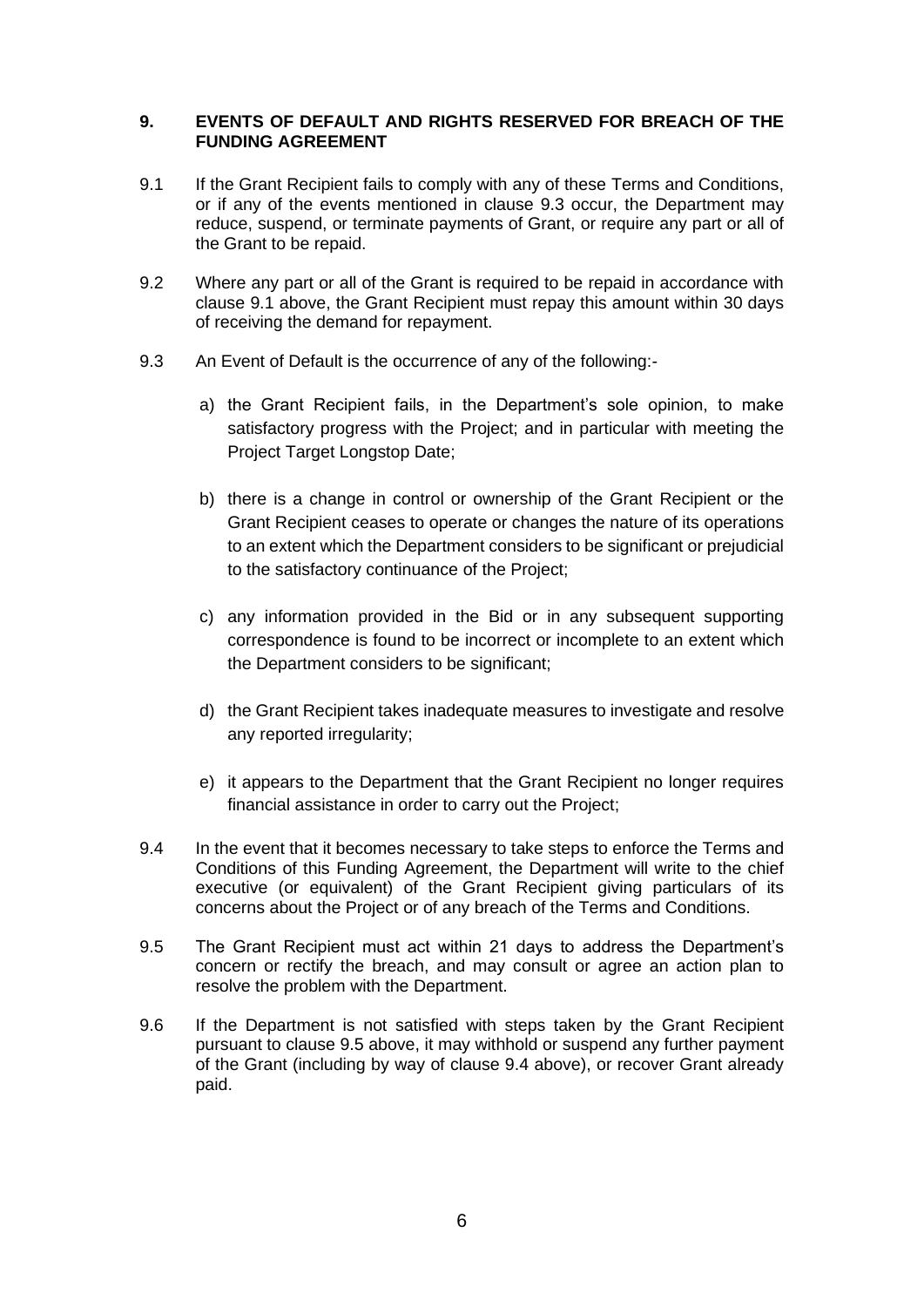## 9. EVENTS OF DEFAULT AND RIGHTS RESERVED FOR BREACH OF THE FUNDING AGREEMENT

9.1 If the Grant Recipient fails to comply with any of these Terms and Conditions, or if any of the events mentioned in clause 9.3 occur, the Department may reduce, suspend, or terminate payments of Grant, or require any part or all of the Grant to be repaid.

9.2 Where any part or all of the Grant is required to be repaid in accordance with clause 9.1 above, the Grant Recipient must repay this amount within 30 days of receiving the demand for repayment.

9.3 An Event of Default is the occurrence of any of the following:-

a) the Grant Recipient fails, in the Department's sole opinion, to make satisfactory progress with the Project; and in particular with meeting the Project Target Longstop Date;

b) there is a change in control or ownership of the Grant Recipient or the Grant Recipient ceases to operate or changes the nature of its operations to an extent which the Department considers to be significant or prejudicial to the satisfactory continuance of the Project;

c) any information provided in the Bid or in any subsequent supporting correspondence is found to be incorrect or incomplete to an extent which the Department considers to be significant;

d) the Grant Recipient takes inadequate measures to investigate and resolve any reported irregularity;

e) it appears to the Department that the Grant Recipient no longer requires financial assistance in order to carry out the Project;

9.4 In the event that it becomes necessary to take steps to enforce the Terms and Conditions of this Funding Agreement, the Department will write to the chief executive (or equivalent) of the Grant Recipient giving particulars of its concerns about the Project or of any breach of the Terms and Conditions.

9.5 The Grant Recipient must act within 21 days to address the Department's concern or rectify the breach, and may consult or agree an action plan to resolve the problem with the Department.

9.6 If the Department is not satisfied with steps taken by the Grant Recipient pursuant to clause 9.5 above, it may withhold or suspend any further payment of the Grant (including by way of clause 9.4 above), or recover Grant already paid.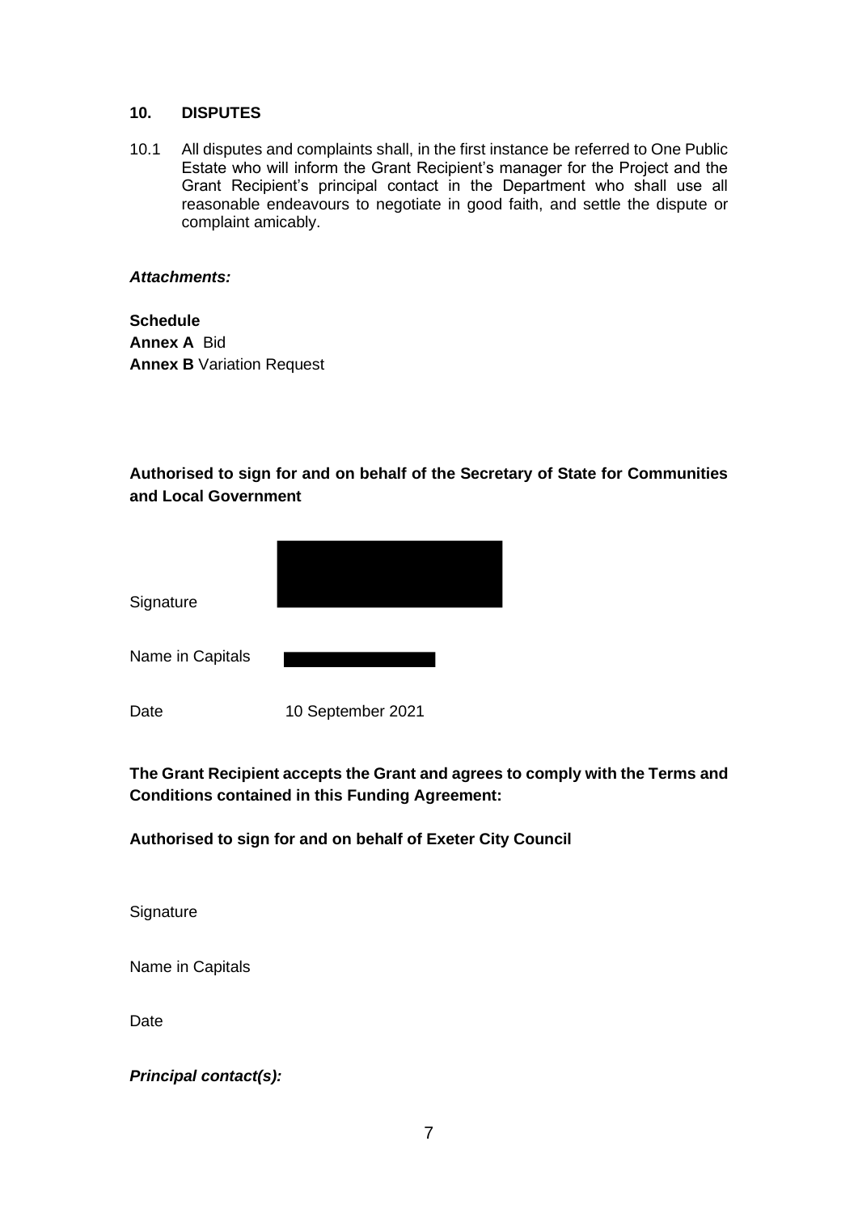## 10. DISPUTES

10.1 All disputes and complaints shall, in the first instance be referred to One Public Estate who will inform the Grant Recipient's manager for the Project and the Grant Recipient's principal contact in the Department who shall use all reasonable endeavours to negotiate in good faith, and settle the dispute or complaint amicably.

***Attachments:***

**Schedule**
**Annex A** Bid
**Annex B** Variation Request

**Authorised to sign for and on behalf of the Secretary of State for Communities and Local Government**

Signature

Name in Capitals

Date 10 September 2021

**The Grant Recipient accepts the Grant and agrees to comply with the Terms and Conditions contained in this Funding Agreement:**

**Authorised to sign for and on behalf of Exeter City Council**

Signature

Name in Capitals

Date

***Principal contact(s):***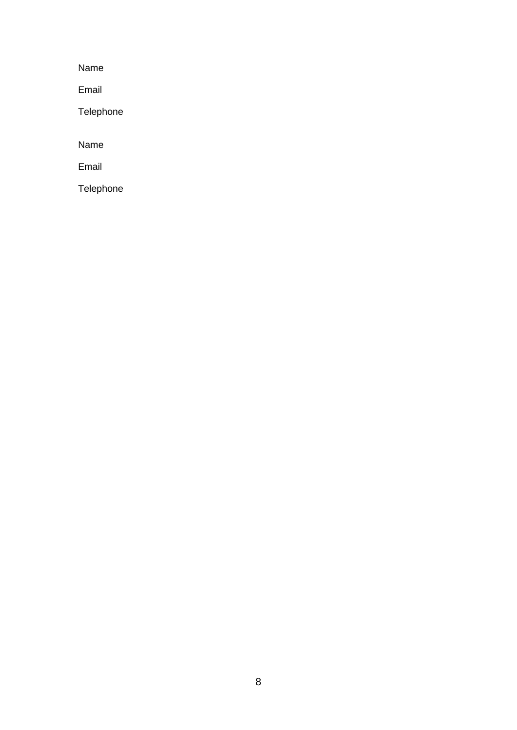Name

Email

Telephone

Name

Email

Telephone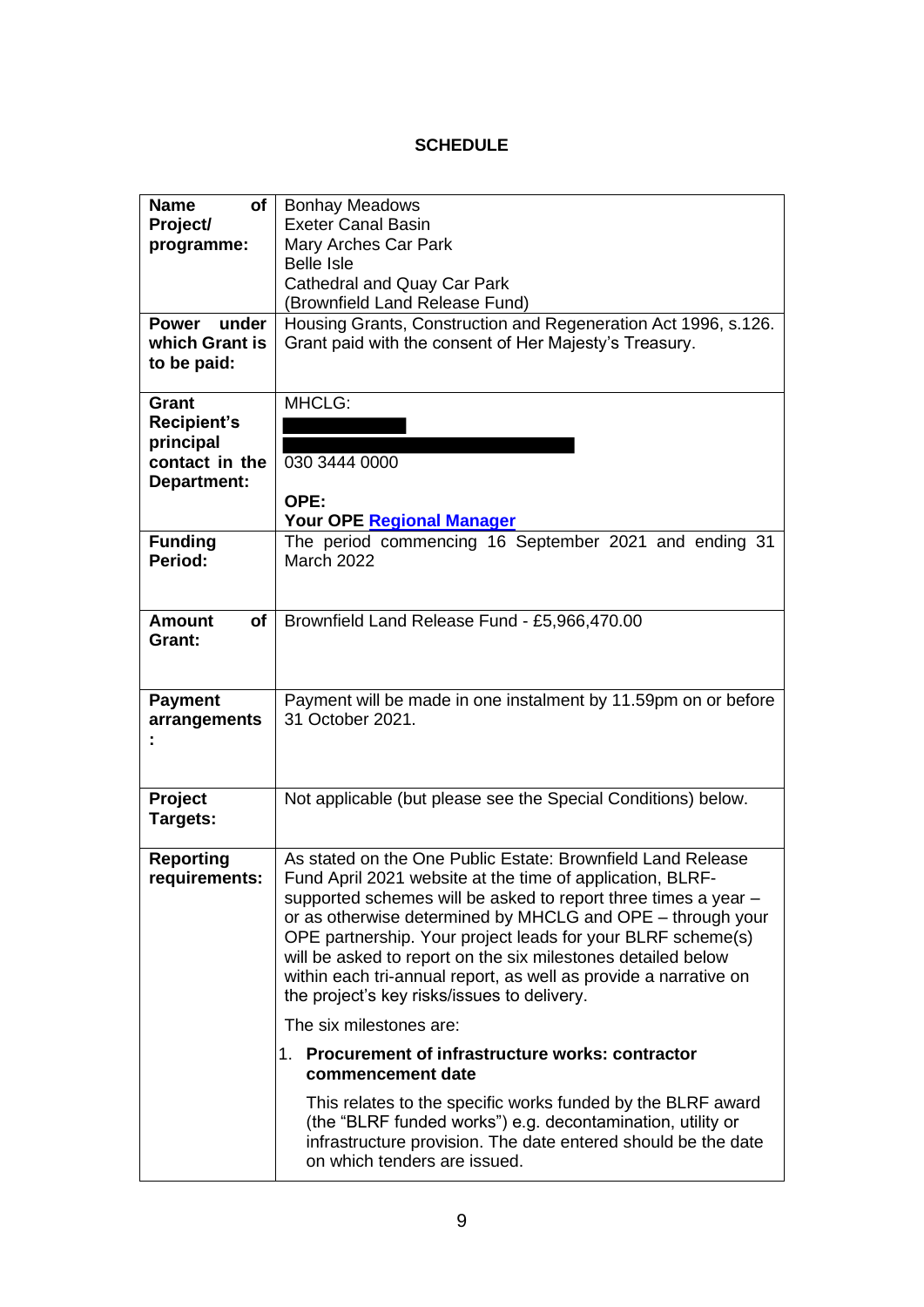## SCHEDULE

| **Name of Project/ programme:** | Bonhay Meadows<br>Exeter Canal Basin<br>Mary Arches Car Park<br>Belle Isle<br>Cathedral and Quay Car Park<br>(Brownfield Land Release Fund) |
|---|---|
| **Power under which Grant is to be paid:** | Housing Grants, Construction and Regeneration Act 1996, s.126. Grant paid with the consent of Her Majesty's Treasury. |
| **Grant Recipient's principal contact in the Department:** | MHCLG:<br>[redacted]<br>[redacted]<br>030 3444 0000<br><br>**OPE:**<br>**Your OPE Regional Manager** |
| **Funding Period:** | The period commencing 16 September 2021 and ending 31 March 2022 |
| **Amount of Grant:** | Brownfield Land Release Fund - £5,966,470.00 |
| **Payment arrangements:** | Payment will be made in one instalment by 11.59pm on or before 31 October 2021. |
| **Project Targets:** | Not applicable (but please see the Special Conditions) below. |
| **Reporting requirements:** | As stated on the One Public Estate: Brownfield Land Release Fund April 2021 website at the time of application, BLRF-supported schemes will be asked to report three times a year – or as otherwise determined by MHCLG and OPE – through your OPE partnership. Your project leads for your BLRF scheme(s) will be asked to report on the six milestones detailed below within each tri-annual report, as well as provide a narrative on the project's key risks/issues to delivery.<br><br>The six milestones are:<br><br>1. **Procurement of infrastructure works: contractor commencement date**<br><br>This relates to the specific works funded by the BLRF award (the "BLRF funded works") e.g. decontamination, utility or infrastructure provision. The date entered should be the date on which tenders are issued. |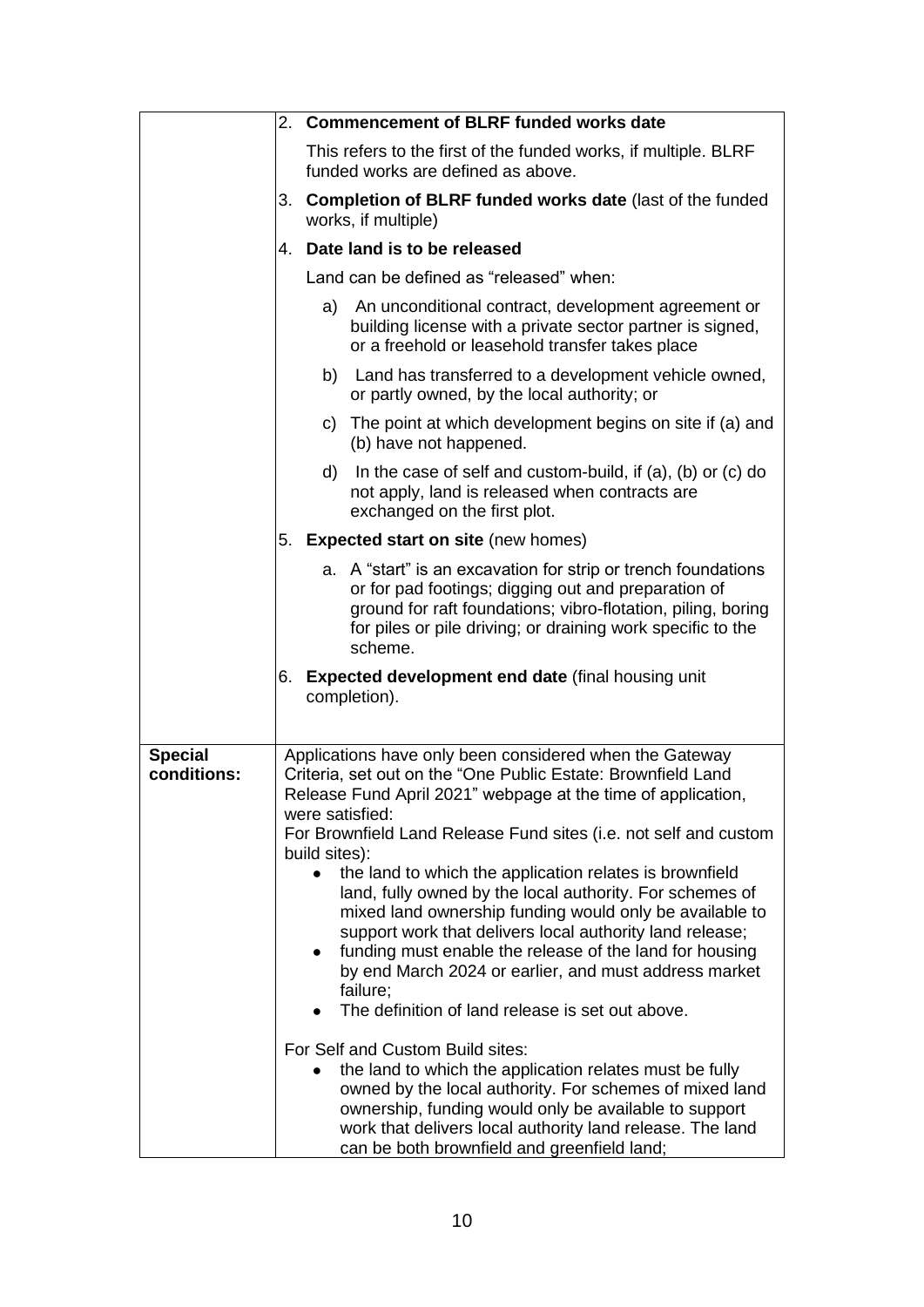| | |
|---|---|
| | 2. **Commencement of BLRF funded works date**<br><br>This refers to the first of the funded works, if multiple. BLRF funded works are defined as above.<br><br>3. **Completion of BLRF funded works date** (last of the funded works, if multiple)<br><br>4. **Date land is to be released**<br><br>Land can be defined as "released" when:<br><br>a) An unconditional contract, development agreement or building license with a private sector partner is signed, or a freehold or leasehold transfer takes place<br><br>b) Land has transferred to a development vehicle owned, or partly owned, by the local authority; or<br><br>c) The point at which development begins on site if (a) and (b) have not happened.<br><br>d) In the case of self and custom-build, if (a), (b) or (c) do not apply, land is released when contracts are exchanged on the first plot.<br><br>5. **Expected start on site** (new homes)<br><br>a. A "start" is an excavation for strip or trench foundations or for pad footings; digging out and preparation of ground for raft foundations; vibro-flotation, piling, boring for piles or pile driving; or draining work specific to the scheme.<br><br>6. **Expected development end date** (final housing unit completion). |
| **Special conditions:** | Applications have only been considered when the Gateway Criteria, set out on the "One Public Estate: Brownfield Land Release Fund April 2021" webpage at the time of application, were satisfied:<br>For Brownfield Land Release Fund sites (i.e. not self and custom build sites):<br>• the land to which the application relates is brownfield land, fully owned by the local authority. For schemes of mixed land ownership funding would only be available to support work that delivers local authority land release;<br>• funding must enable the release of the land for housing by end March 2024 or earlier, and must address market failure;<br>• The definition of land release is set out above.<br><br>For Self and Custom Build sites:<br>• the land to which the application relates must be fully owned by the local authority. For schemes of mixed land ownership, funding would only be available to support work that delivers local authority land release. The land can be both brownfield and greenfield land; |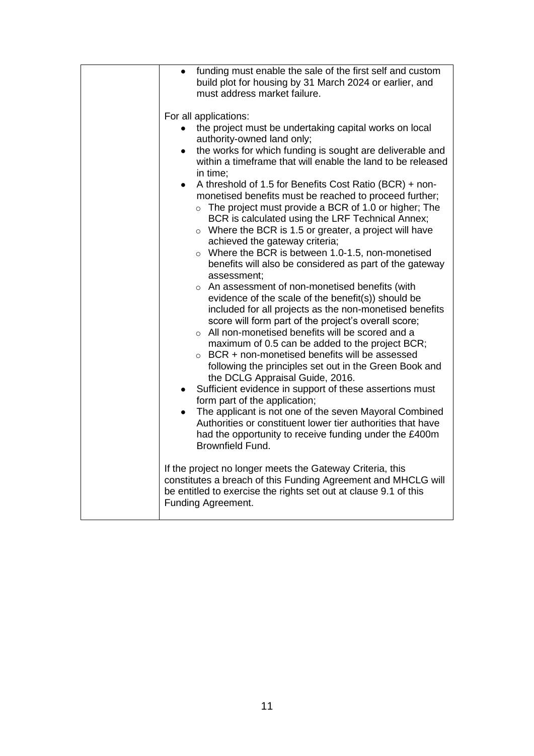| | |
|---|---|
| | • funding must enable the sale of the first self and custom build plot for housing by 31 March 2024 or earlier, and must address market failure.<br><br>For all applications:<br>• the project must be undertaking capital works on local authority-owned land only;<br>• the works for which funding is sought are deliverable and within a timeframe that will enable the land to be released in time;<br>• A threshold of 1.5 for Benefits Cost Ratio (BCR) + non-monetised benefits must be reached to proceed further;<br>  ○ The project must provide a BCR of 1.0 or higher; The BCR is calculated using the LRF Technical Annex;<br>  ○ Where the BCR is 1.5 or greater, a project will have achieved the gateway criteria;<br>  ○ Where the BCR is between 1.0-1.5, non-monetised benefits will also be considered as part of the gateway assessment;<br>  ○ An assessment of non-monetised benefits (with evidence of the scale of the benefit(s)) should be included for all projects as the non-monetised benefits score will form part of the project's overall score;<br>  ○ All non-monetised benefits will be scored and a maximum of 0.5 can be added to the project BCR;<br>  ○ BCR + non-monetised benefits will be assessed following the principles set out in the Green Book and the DCLG Appraisal Guide, 2016.<br>• Sufficient evidence in support of these assertions must form part of the application;<br>• The applicant is not one of the seven Mayoral Combined Authorities or constituent lower tier authorities that have had the opportunity to receive funding under the £400m Brownfield Fund.<br><br>If the project no longer meets the Gateway Criteria, this constitutes a breach of this Funding Agreement and MHCLG will be entitled to exercise the rights set out at clause 9.1 of this Funding Agreement. |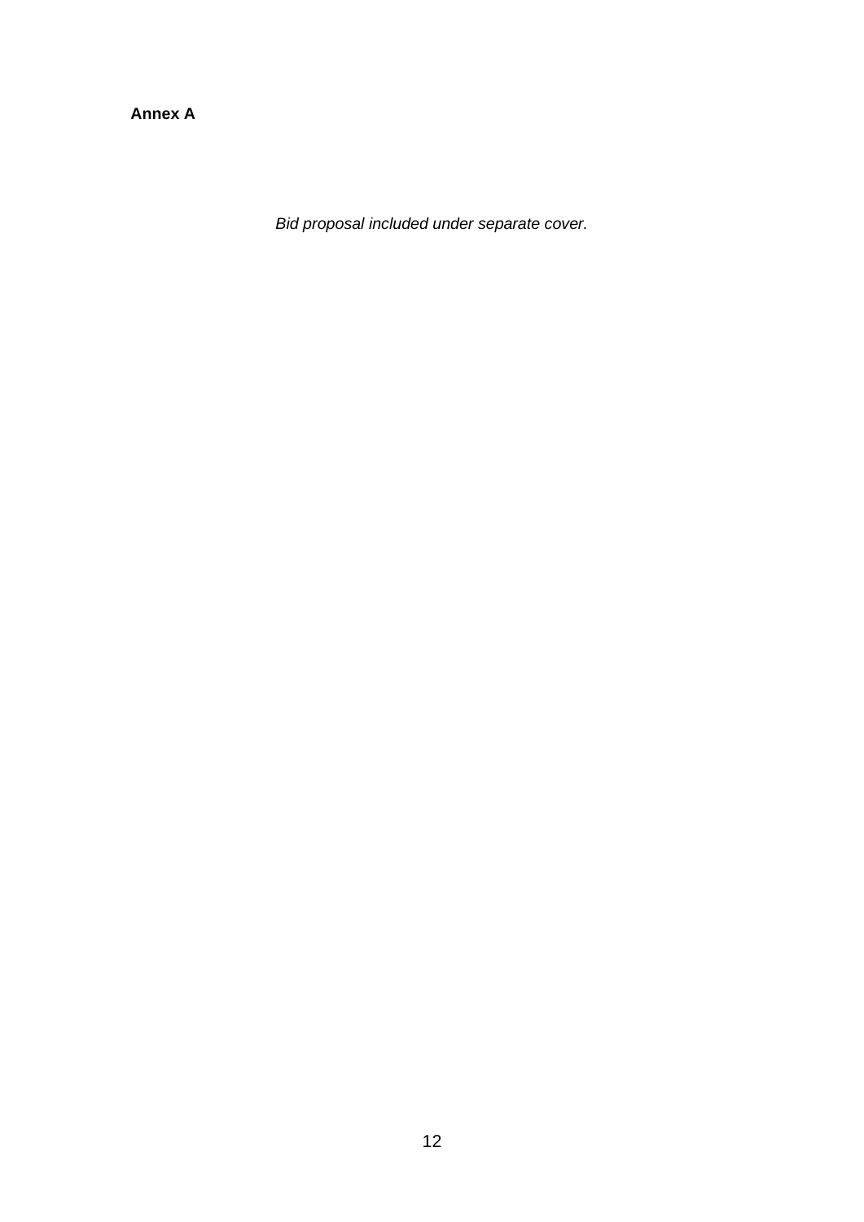**Annex A**

*Bid proposal included under separate cover.*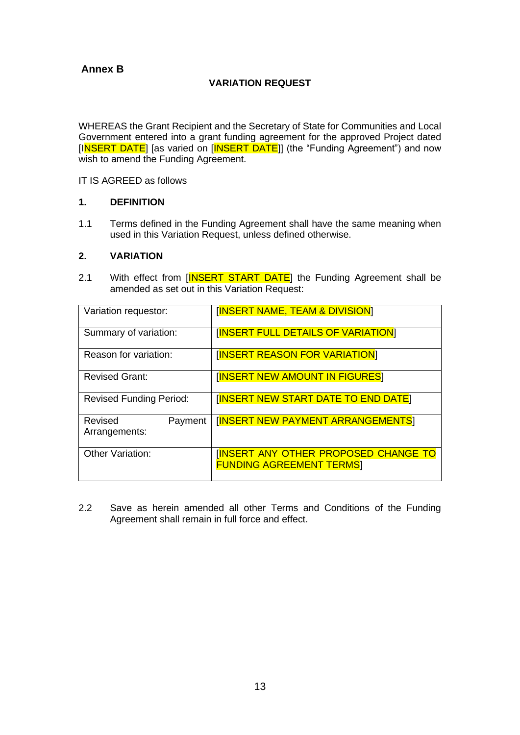## Annex B

### VARIATION REQUEST

WHEREAS the Grant Recipient and the Secretary of State for Communities and Local Government entered into a grant funding agreement for the approved Project dated [INSERT DATE] [as varied on [INSERT DATE]] (the "Funding Agreement") and now wish to amend the Funding Agreement.

IT IS AGREED as follows

**1. DEFINITION**

1.1 Terms defined in the Funding Agreement shall have the same meaning when used in this Variation Request, unless defined otherwise.

**2. VARIATION**

2.1 With effect from [INSERT START DATE] the Funding Agreement shall be amended as set out in this Variation Request:

| Variation requestor: | [INSERT NAME, TEAM & DIVISION] |
|---|---|
| Summary of variation: | [INSERT FULL DETAILS OF VARIATION] |
| Reason for variation: | [INSERT REASON FOR VARIATION] |
| Revised Grant: | [INSERT NEW AMOUNT IN FIGURES] |
| Revised Funding Period: | [INSERT NEW START DATE TO END DATE] |
| Revised Payment Arrangements: | [INSERT NEW PAYMENT ARRANGEMENTS] |
| Other Variation: | [INSERT ANY OTHER PROPOSED CHANGE TO FUNDING AGREEMENT TERMS] |

2.2 Save as herein amended all other Terms and Conditions of the Funding Agreement shall remain in full force and effect.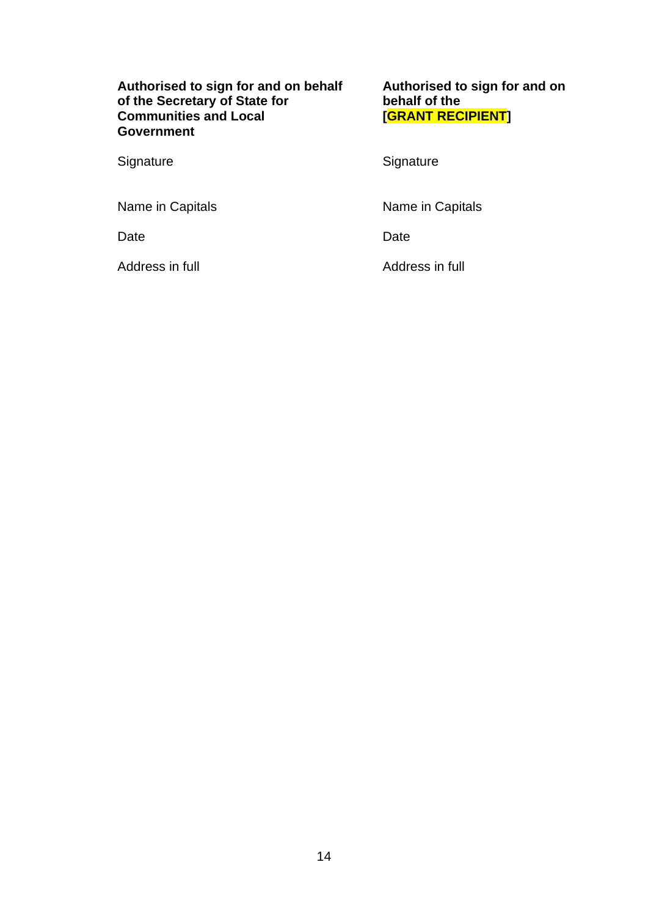**Authorised to sign for and on behalf of the Secretary of State for Communities and Local Government**

Signature

Name in Capitals

Date

Address in full

**Authorised to sign for and on behalf of the [GRANT RECIPIENT]**

Signature

Name in Capitals

Date

Address in full